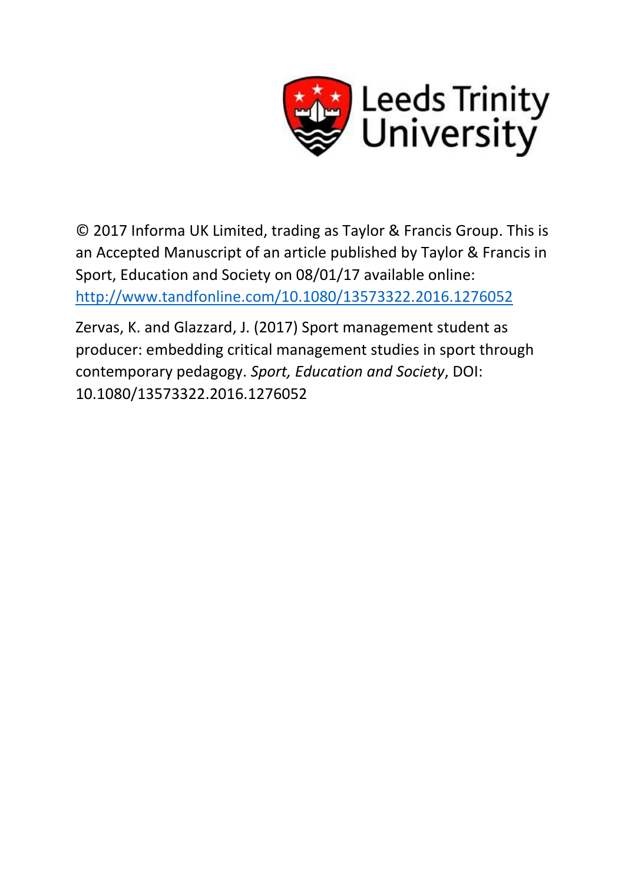Leeds Trinity University

© 2017 Informa UK Limited, trading as Taylor & Francis Group. This is an Accepted Manuscript of an article published by Taylor & Francis in Sport, Education and Society on 08/01/17 available online: [http://www.tandfonline.com/10.1080/13573322.2016.1276052](http://www.tandfonline.com/10.1080/13573322.2016.1276052)

Zervas, K. and Glazzard, J. (2017) Sport management student as producer: embedding critical management studies in sport through contemporary pedagogy. *Sport, Education and Society*, DOI: 10.1080/13573322.2016.1276052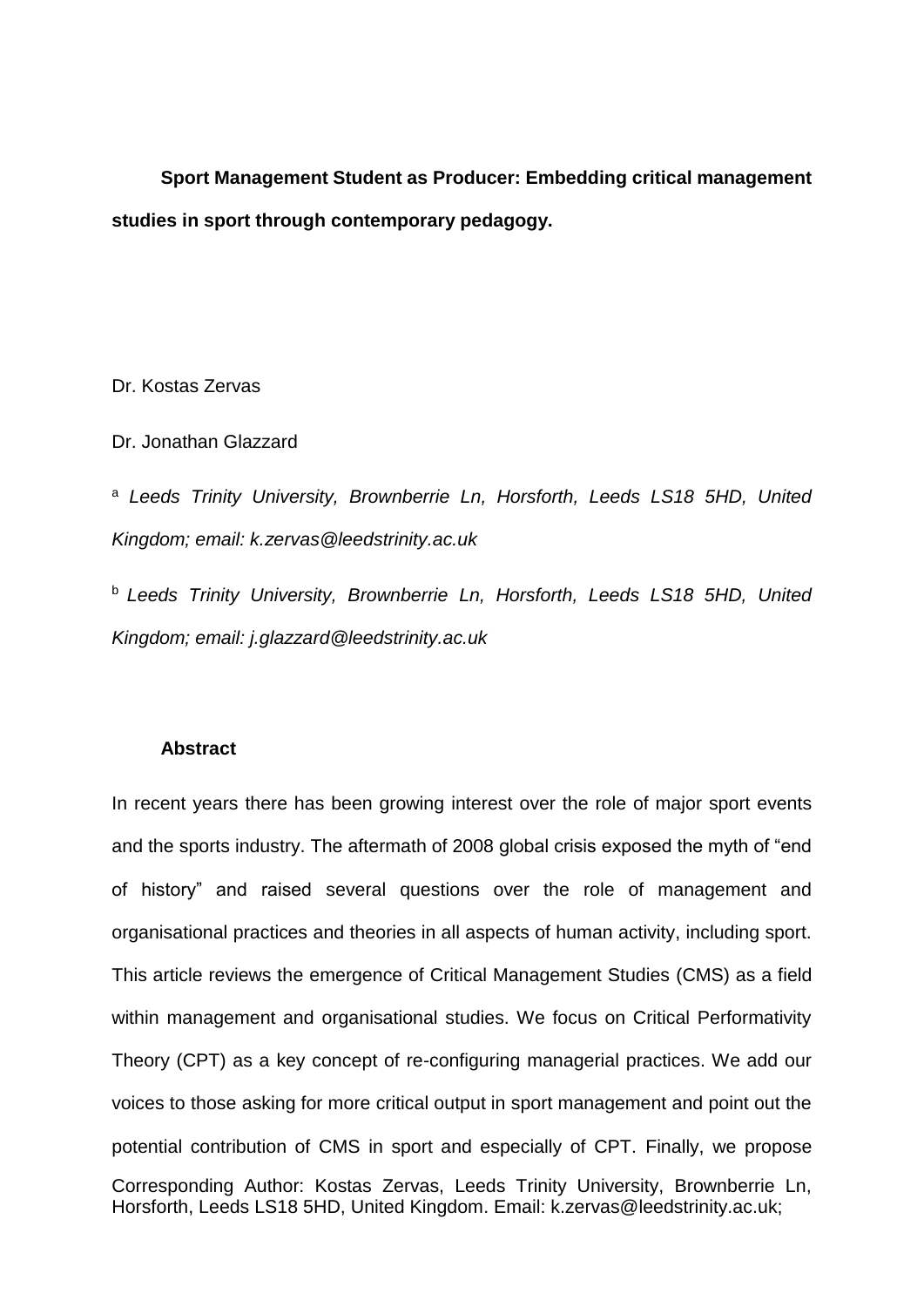**Sport Management Student as Producer: Embedding critical management studies in sport through contemporary pedagogy.**

Dr. Kostas Zervas

Dr. Jonathan Glazzard

[a] *Leeds Trinity University, Brownberrie Ln, Horsforth, Leeds LS18 5HD, United Kingdom; email: k.zervas@leedstrinity.ac.uk*

[b] *Leeds Trinity University, Brownberrie Ln, Horsforth, Leeds LS18 5HD, United Kingdom; email: j.glazzard@leedstrinity.ac.uk*

## Abstract

In recent years there has been growing interest over the role of major sport events and the sports industry. The aftermath of 2008 global crisis exposed the myth of "end of history" and raised several questions over the role of management and organisational practices and theories in all aspects of human activity, including sport. This article reviews the emergence of Critical Management Studies (CMS) as a field within management and organisational studies. We focus on Critical Performativity Theory (CPT) as a key concept of re-configuring managerial practices. We add our voices to those asking for more critical output in sport management and point out the potential contribution of CMS in sport and especially of CPT. Finally, we propose

Corresponding Author: Kostas Zervas, Leeds Trinity University, Brownberrie Ln, Horsforth, Leeds LS18 5HD, United Kingdom. Email: k.zervas@leedstrinity.ac.uk;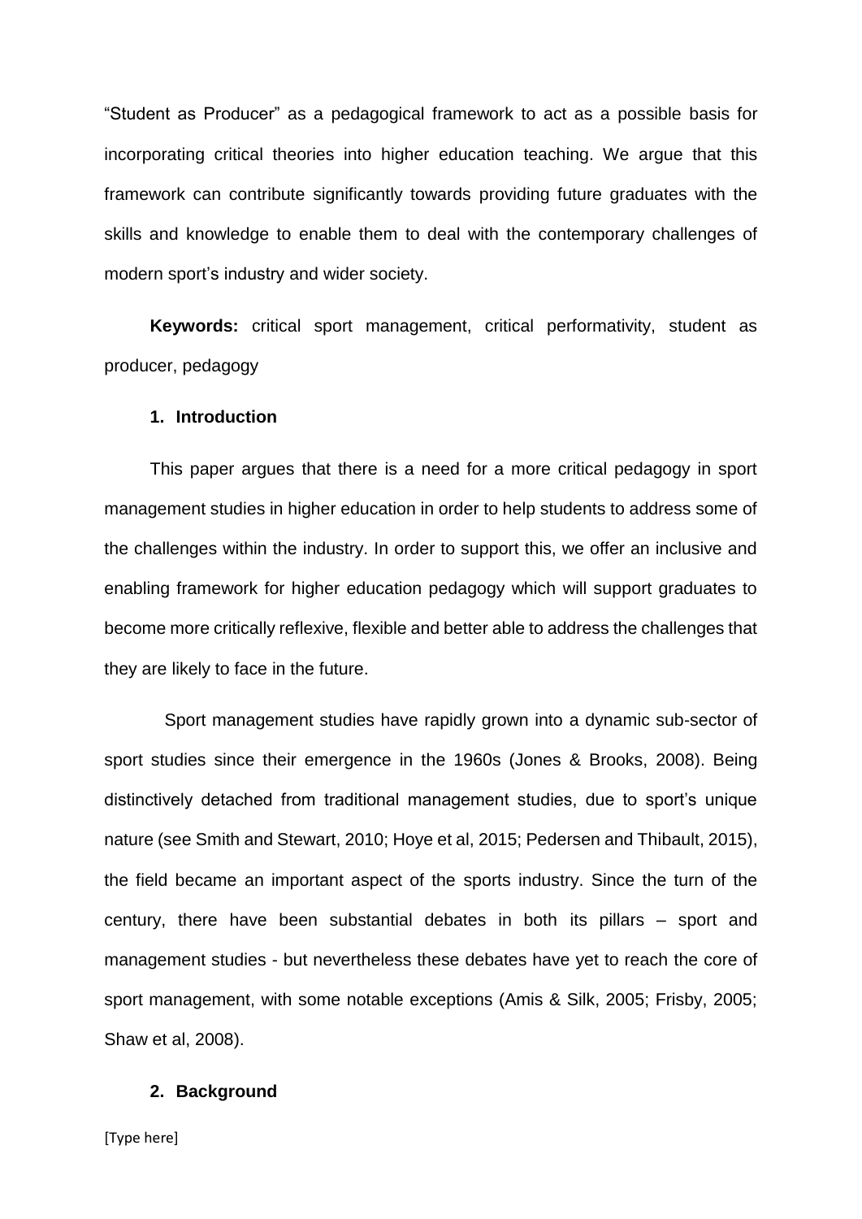“Student as Producer” as a pedagogical framework to act as a possible basis for incorporating critical theories into higher education teaching. We argue that this framework can contribute significantly towards providing future graduates with the skills and knowledge to enable them to deal with the contemporary challenges of modern sport’s industry and wider society.

**Keywords:** critical sport management, critical performativity, student as producer, pedagogy

## 1. Introduction

This paper argues that there is a need for a more critical pedagogy in sport management studies in higher education in order to help students to address some of the challenges within the industry. In order to support this, we offer an inclusive and enabling framework for higher education pedagogy which will support graduates to become more critically reflexive, flexible and better able to address the challenges that they are likely to face in the future.

Sport management studies have rapidly grown into a dynamic sub-sector of sport studies since their emergence in the 1960s (Jones & Brooks, 2008). Being distinctively detached from traditional management studies, due to sport’s unique nature (see Smith and Stewart, 2010; Hoye et al, 2015; Pedersen and Thibault, 2015), the field became an important aspect of the sports industry. Since the turn of the century, there have been substantial debates in both its pillars – sport and management studies - but nevertheless these debates have yet to reach the core of sport management, with some notable exceptions (Amis & Silk, 2005; Frisby, 2005; Shaw et al, 2008).

## 2. Background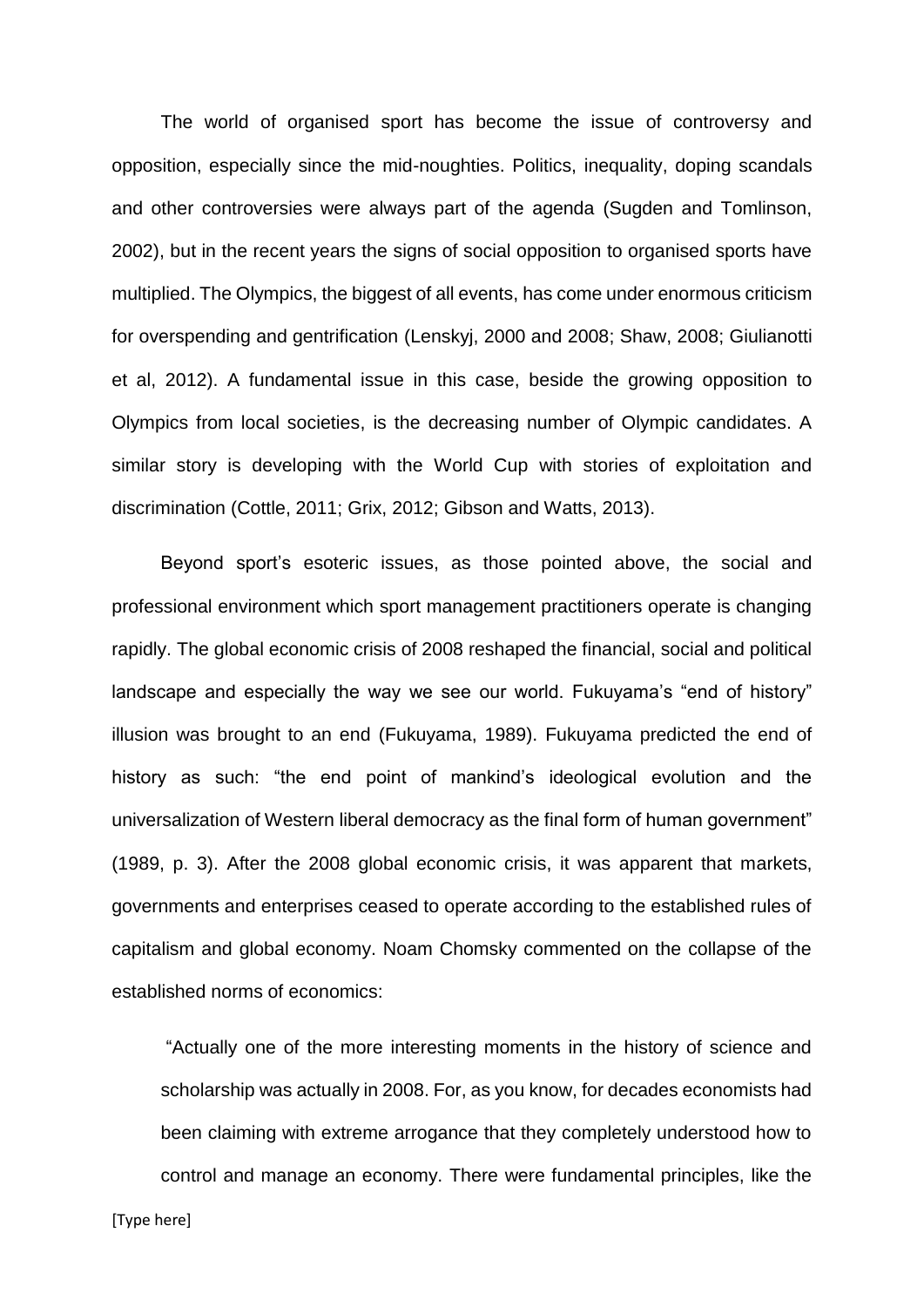The world of organised sport has become the issue of controversy and opposition, especially since the mid-noughties. Politics, inequality, doping scandals and other controversies were always part of the agenda (Sugden and Tomlinson, 2002), but in the recent years the signs of social opposition to organised sports have multiplied. The Olympics, the biggest of all events, has come under enormous criticism for overspending and gentrification (Lenskyj, 2000 and 2008; Shaw, 2008; Giulianotti et al, 2012). A fundamental issue in this case, beside the growing opposition to Olympics from local societies, is the decreasing number of Olympic candidates. A similar story is developing with the World Cup with stories of exploitation and discrimination (Cottle, 2011; Grix, 2012; Gibson and Watts, 2013).

Beyond sport's esoteric issues, as those pointed above, the social and professional environment which sport management practitioners operate is changing rapidly. The global economic crisis of 2008 reshaped the financial, social and political landscape and especially the way we see our world. Fukuyama's "end of history" illusion was brought to an end (Fukuyama, 1989). Fukuyama predicted the end of history as such: "the end point of mankind's ideological evolution and the universalization of Western liberal democracy as the final form of human government" (1989, p. 3). After the 2008 global economic crisis, it was apparent that markets, governments and enterprises ceased to operate according to the established rules of capitalism and global economy. Noam Chomsky commented on the collapse of the established norms of economics:

> "Actually one of the more interesting moments in the history of science and scholarship was actually in 2008. For, as you know, for decades economists had been claiming with extreme arrogance that they completely understood how to control and manage an economy. There were fundamental principles, like the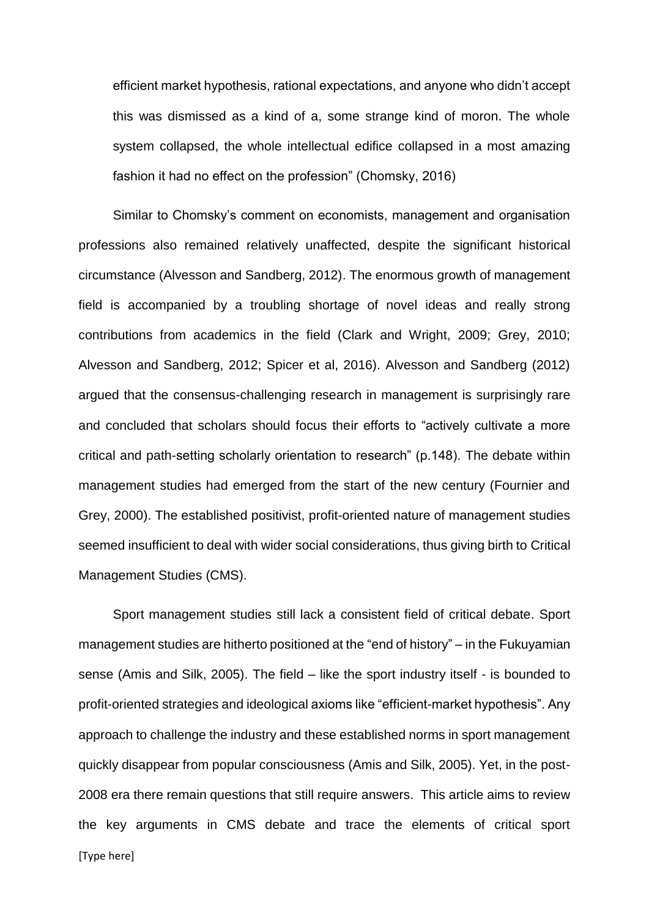efficient market hypothesis, rational expectations, and anyone who didn't accept this was dismissed as a kind of a, some strange kind of moron. The whole system collapsed, the whole intellectual edifice collapsed in a most amazing fashion it had no effect on the profession" (Chomsky, 2016)

Similar to Chomsky's comment on economists, management and organisation professions also remained relatively unaffected, despite the significant historical circumstance (Alvesson and Sandberg, 2012). The enormous growth of management field is accompanied by a troubling shortage of novel ideas and really strong contributions from academics in the field (Clark and Wright, 2009; Grey, 2010; Alvesson and Sandberg, 2012; Spicer et al, 2016). Alvesson and Sandberg (2012) argued that the consensus-challenging research in management is surprisingly rare and concluded that scholars should focus their efforts to "actively cultivate a more critical and path-setting scholarly orientation to research" (p.148). The debate within management studies had emerged from the start of the new century (Fournier and Grey, 2000). The established positivist, profit-oriented nature of management studies seemed insufficient to deal with wider social considerations, thus giving birth to Critical Management Studies (CMS).

Sport management studies still lack a consistent field of critical debate. Sport management studies are hitherto positioned at the "end of history" – in the Fukuyamian sense (Amis and Silk, 2005). The field – like the sport industry itself - is bounded to profit-oriented strategies and ideological axioms like "efficient-market hypothesis". Any approach to challenge the industry and these established norms in sport management quickly disappear from popular consciousness (Amis and Silk, 2005). Yet, in the post-2008 era there remain questions that still require answers. This article aims to review the key arguments in CMS debate and trace the elements of critical sport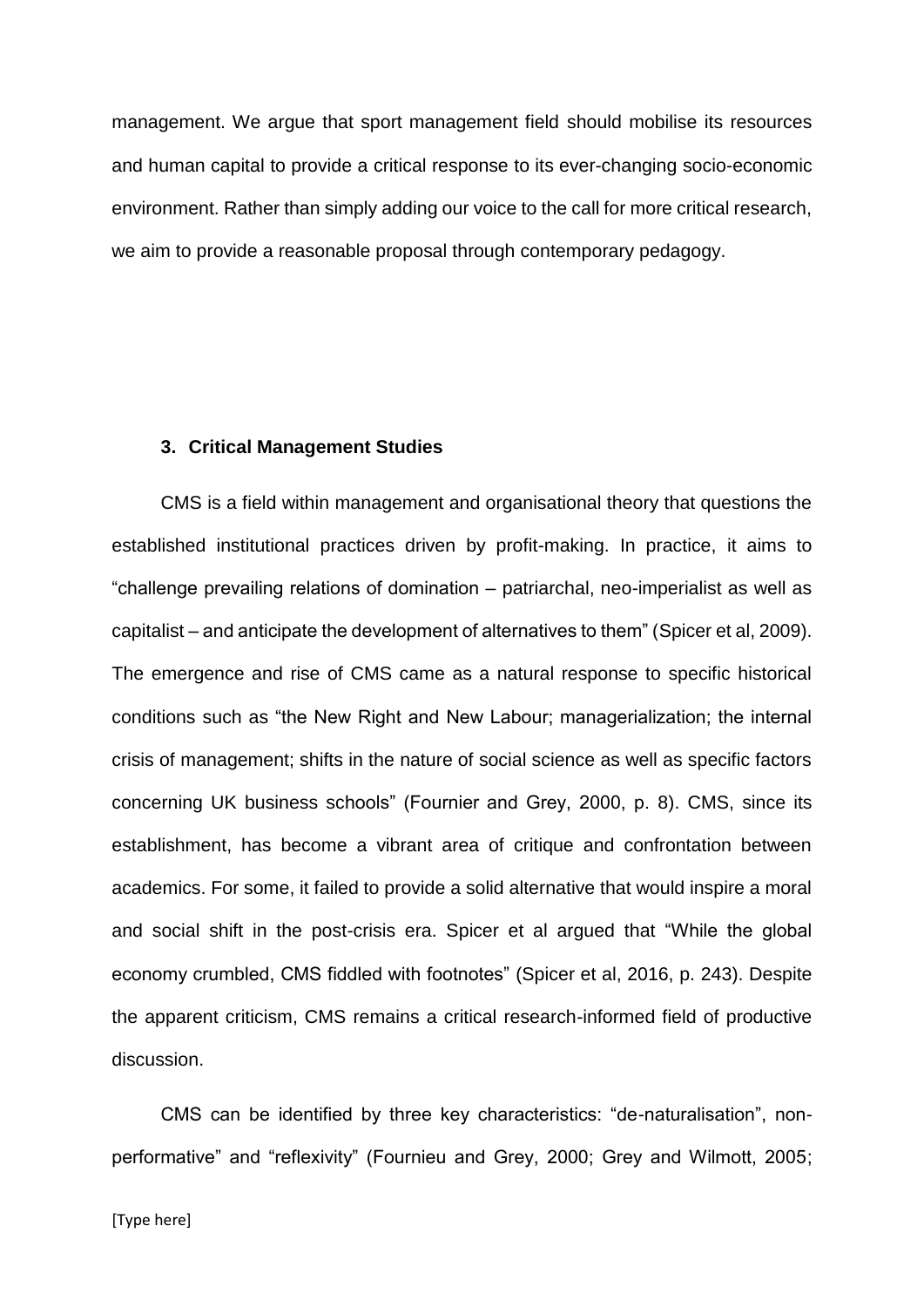management. We argue that sport management field should mobilise its resources and human capital to provide a critical response to its ever-changing socio-economic environment. Rather than simply adding our voice to the call for more critical research, we aim to provide a reasonable proposal through contemporary pedagogy.

### 3. Critical Management Studies

CMS is a field within management and organisational theory that questions the established institutional practices driven by profit-making. In practice, it aims to "challenge prevailing relations of domination – patriarchal, neo-imperialist as well as capitalist – and anticipate the development of alternatives to them" (Spicer et al, 2009). The emergence and rise of CMS came as a natural response to specific historical conditions such as "the New Right and New Labour; managerialization; the internal crisis of management; shifts in the nature of social science as well as specific factors concerning UK business schools" (Fournier and Grey, 2000, p. 8). CMS, since its establishment, has become a vibrant area of critique and confrontation between academics. For some, it failed to provide a solid alternative that would inspire a moral and social shift in the post-crisis era. Spicer et al argued that "While the global economy crumbled, CMS fiddled with footnotes" (Spicer et al, 2016, p. 243). Despite the apparent criticism, CMS remains a critical research-informed field of productive discussion.

CMS can be identified by three key characteristics: "de-naturalisation", non-performative" and "reflexivity" (Fournieu and Grey, 2000; Grey and Wilmott, 2005;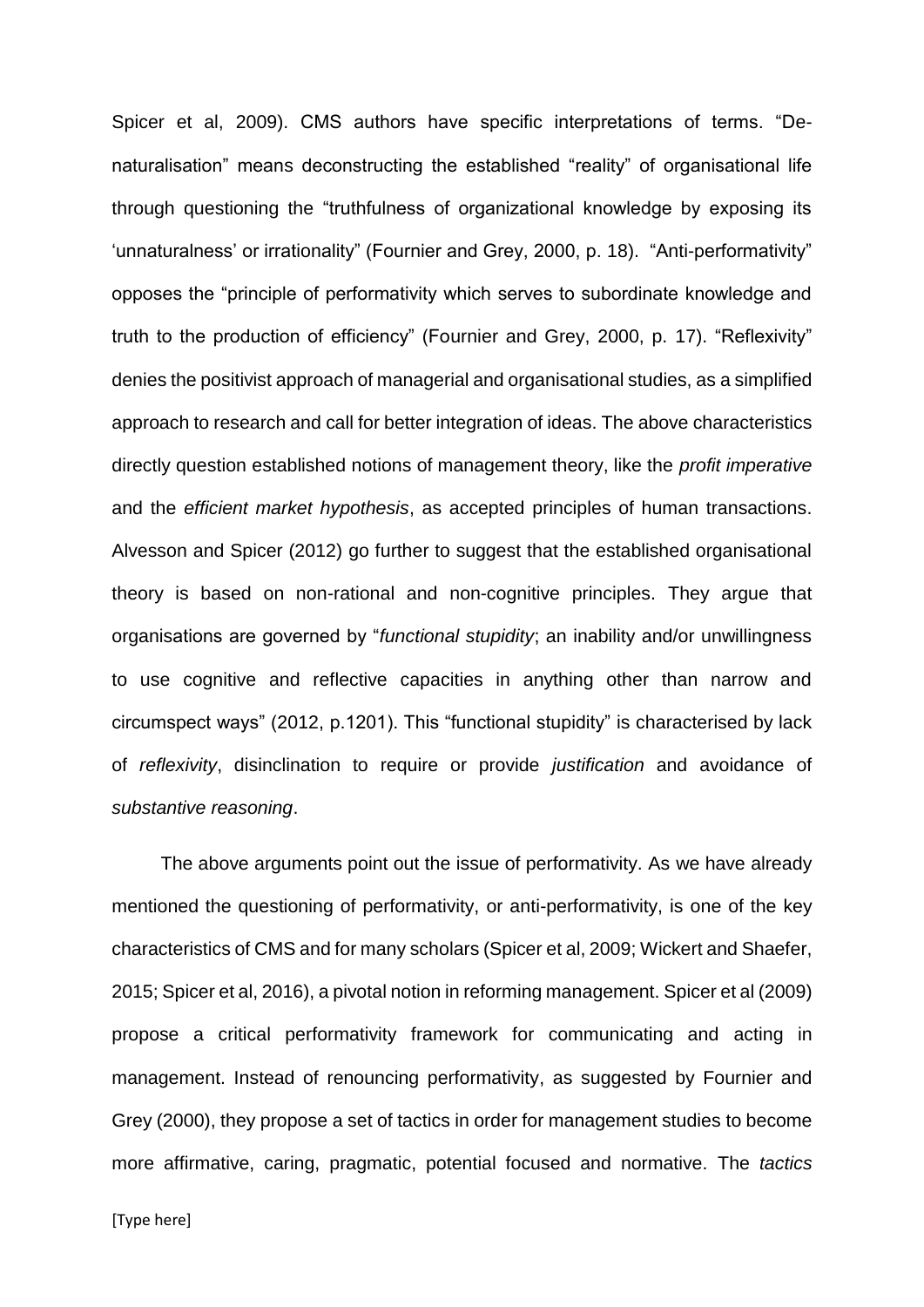Spicer et al, 2009). CMS authors have specific interpretations of terms. "De-naturalisation" means deconstructing the established "reality" of organisational life through questioning the "truthfulness of organizational knowledge by exposing its 'unnaturalness' or irrationality" (Fournier and Grey, 2000, p. 18). "Anti-performativity" opposes the "principle of performativity which serves to subordinate knowledge and truth to the production of efficiency" (Fournier and Grey, 2000, p. 17). "Reflexivity" denies the positivist approach of managerial and organisational studies, as a simplified approach to research and call for better integration of ideas. The above characteristics directly question established notions of management theory, like the *profit imperative* and the *efficient market hypothesis*, as accepted principles of human transactions. Alvesson and Spicer (2012) go further to suggest that the established organisational theory is based on non-rational and non-cognitive principles. They argue that organisations are governed by "*functional stupidity*; an inability and/or unwillingness to use cognitive and reflective capacities in anything other than narrow and circumspect ways" (2012, p.1201). This "functional stupidity" is characterised by lack of *reflexivity*, disinclination to require or provide *justification* and avoidance of *substantive reasoning*.

The above arguments point out the issue of performativity. As we have already mentioned the questioning of performativity, or anti-performativity, is one of the key characteristics of CMS and for many scholars (Spicer et al, 2009; Wickert and Shaefer, 2015; Spicer et al, 2016), a pivotal notion in reforming management. Spicer et al (2009) propose a critical performativity framework for communicating and acting in management. Instead of renouncing performativity, as suggested by Fournier and Grey (2000), they propose a set of tactics in order for management studies to become more affirmative, caring, pragmatic, potential focused and normative. The *tactics*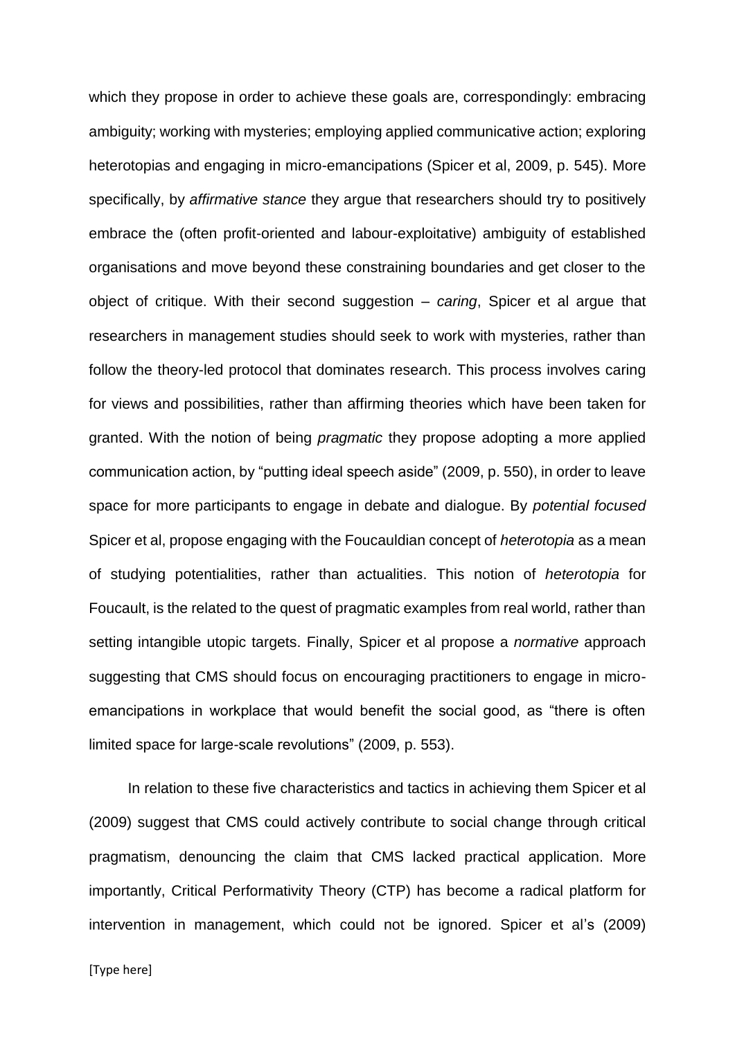which they propose in order to achieve these goals are, correspondingly: embracing ambiguity; working with mysteries; employing applied communicative action; exploring heterotopias and engaging in micro-emancipations (Spicer et al, 2009, p. 545). More specifically, by *affirmative stance* they argue that researchers should try to positively embrace the (often profit-oriented and labour-exploitative) ambiguity of established organisations and move beyond these constraining boundaries and get closer to the object of critique. With their second suggestion – *caring*, Spicer et al argue that researchers in management studies should seek to work with mysteries, rather than follow the theory-led protocol that dominates research. This process involves caring for views and possibilities, rather than affirming theories which have been taken for granted. With the notion of being *pragmatic* they propose adopting a more applied communication action, by "putting ideal speech aside" (2009, p. 550), in order to leave space for more participants to engage in debate and dialogue. By *potential focused* Spicer et al, propose engaging with the Foucauldian concept of *heterotopia* as a mean of studying potentialities, rather than actualities. This notion of *heterotopia* for Foucault, is the related to the quest of pragmatic examples from real world, rather than setting intangible utopic targets. Finally, Spicer et al propose a *normative* approach suggesting that CMS should focus on encouraging practitioners to engage in micro-emancipations in workplace that would benefit the social good, as "there is often limited space for large-scale revolutions" (2009, p. 553).

In relation to these five characteristics and tactics in achieving them Spicer et al (2009) suggest that CMS could actively contribute to social change through critical pragmatism, denouncing the claim that CMS lacked practical application. More importantly, Critical Performativity Theory (CTP) has become a radical platform for intervention in management, which could not be ignored. Spicer et al's (2009)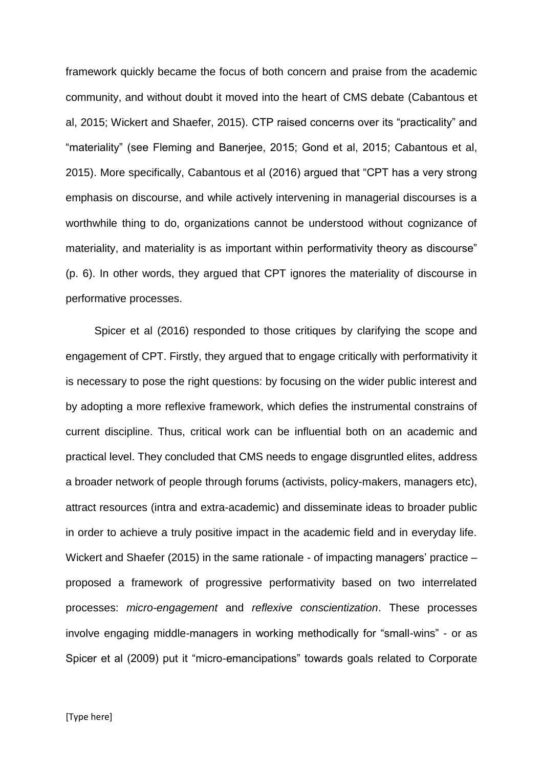framework quickly became the focus of both concern and praise from the academic community, and without doubt it moved into the heart of CMS debate (Cabantous et al, 2015; Wickert and Shaefer, 2015). CTP raised concerns over its "practicality" and "materiality" (see Fleming and Banerjee, 2015; Gond et al, 2015; Cabantous et al, 2015). More specifically, Cabantous et al (2016) argued that "CPT has a very strong emphasis on discourse, and while actively intervening in managerial discourses is a worthwhile thing to do, organizations cannot be understood without cognizance of materiality, and materiality is as important within performativity theory as discourse" (p. 6). In other words, they argued that CPT ignores the materiality of discourse in performative processes.

Spicer et al (2016) responded to those critiques by clarifying the scope and engagement of CPT. Firstly, they argued that to engage critically with performativity it is necessary to pose the right questions: by focusing on the wider public interest and by adopting a more reflexive framework, which defies the instrumental constrains of current discipline. Thus, critical work can be influential both on an academic and practical level. They concluded that CMS needs to engage disgruntled elites, address a broader network of people through forums (activists, policy-makers, managers etc), attract resources (intra and extra-academic) and disseminate ideas to broader public in order to achieve a truly positive impact in the academic field and in everyday life. Wickert and Shaefer (2015) in the same rationale - of impacting managers' practice – proposed a framework of progressive performativity based on two interrelated processes: *micro-engagement* and *reflexive conscientization*. These processes involve engaging middle-managers in working methodically for "small-wins" - or as Spicer et al (2009) put it "micro-emancipations" towards goals related to Corporate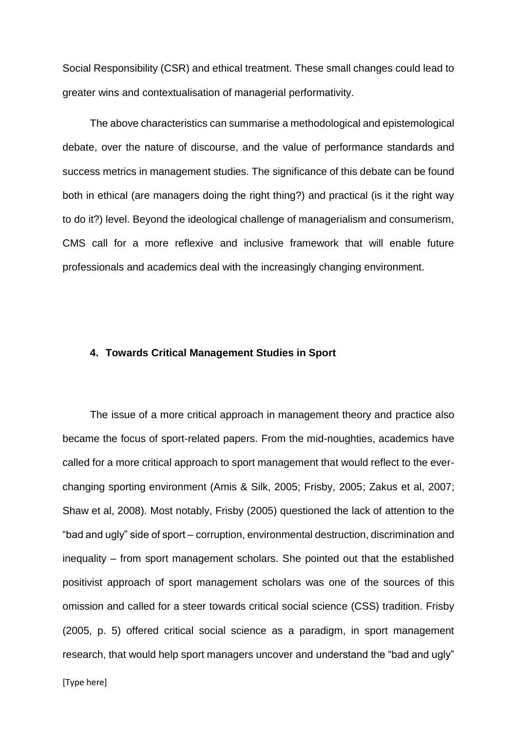Social Responsibility (CSR) and ethical treatment. These small changes could lead to greater wins and contextualisation of managerial performativity.

The above characteristics can summarise a methodological and epistemological debate, over the nature of discourse, and the value of performance standards and success metrics in management studies. The significance of this debate can be found both in ethical (are managers doing the right thing?) and practical (is it the right way to do it?) level. Beyond the ideological challenge of managerialism and consumerism, CMS call for a more reflexive and inclusive framework that will enable future professionals and academics deal with the increasingly changing environment.

## 4. Towards Critical Management Studies in Sport

The issue of a more critical approach in management theory and practice also became the focus of sport-related papers. From the mid-noughties, academics have called for a more critical approach to sport management that would reflect to the ever-changing sporting environment (Amis & Silk, 2005; Frisby, 2005; Zakus et al, 2007; Shaw et al, 2008). Most notably, Frisby (2005) questioned the lack of attention to the "bad and ugly" side of sport – corruption, environmental destruction, discrimination and inequality – from sport management scholars. She pointed out that the established positivist approach of sport management scholars was one of the sources of this omission and called for a steer towards critical social science (CSS) tradition. Frisby (2005, p. 5) offered critical social science as a paradigm, in sport management research, that would help sport managers uncover and understand the "bad and ugly"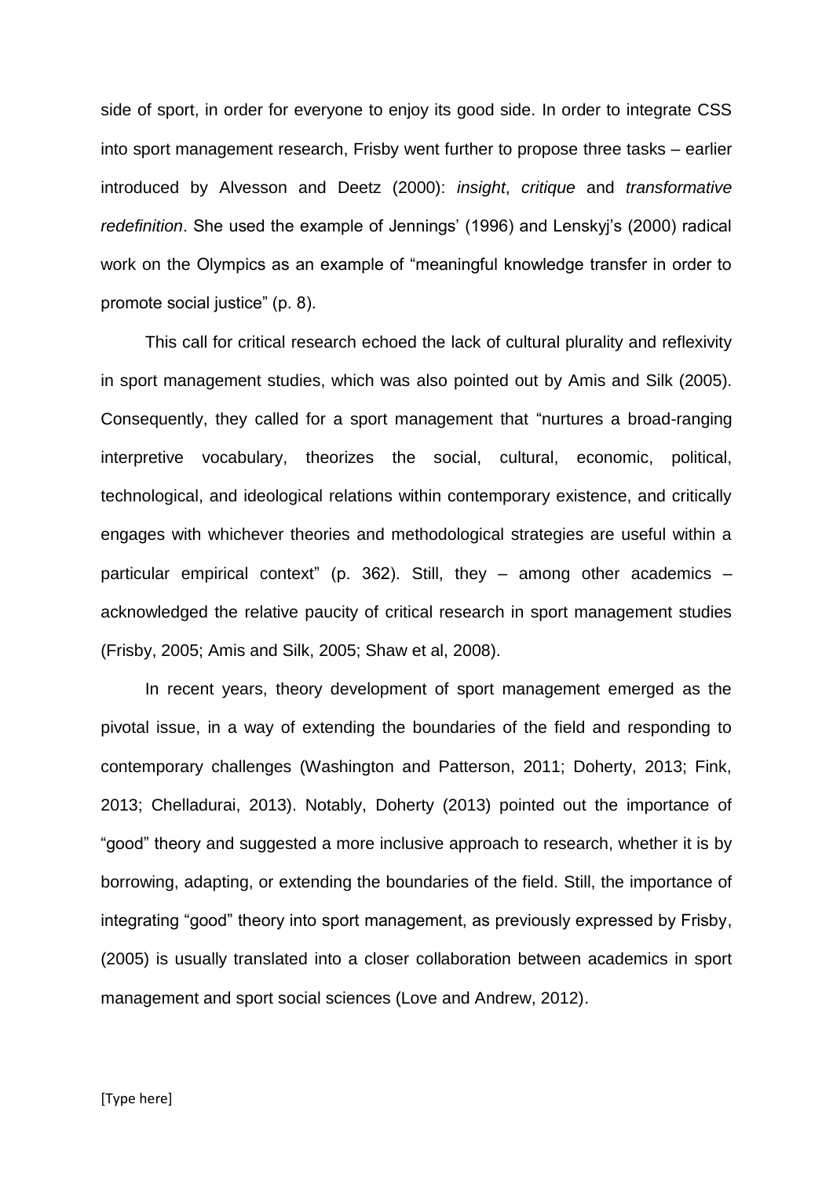side of sport, in order for everyone to enjoy its good side. In order to integrate CSS into sport management research, Frisby went further to propose three tasks – earlier introduced by Alvesson and Deetz (2000): *insight*, *critique* and *transformative redefinition*. She used the example of Jennings' (1996) and Lenskyj's (2000) radical work on the Olympics as an example of "meaningful knowledge transfer in order to promote social justice" (p. 8).

This call for critical research echoed the lack of cultural plurality and reflexivity in sport management studies, which was also pointed out by Amis and Silk (2005). Consequently, they called for a sport management that "nurtures a broad-ranging interpretive vocabulary, theorizes the social, cultural, economic, political, technological, and ideological relations within contemporary existence, and critically engages with whichever theories and methodological strategies are useful within a particular empirical context" (p. 362). Still, they – among other academics – acknowledged the relative paucity of critical research in sport management studies (Frisby, 2005; Amis and Silk, 2005; Shaw et al, 2008).

In recent years, theory development of sport management emerged as the pivotal issue, in a way of extending the boundaries of the field and responding to contemporary challenges (Washington and Patterson, 2011; Doherty, 2013; Fink, 2013; Chelladurai, 2013). Notably, Doherty (2013) pointed out the importance of "good" theory and suggested a more inclusive approach to research, whether it is by borrowing, adapting, or extending the boundaries of the field. Still, the importance of integrating "good" theory into sport management, as previously expressed by Frisby, (2005) is usually translated into a closer collaboration between academics in sport management and sport social sciences (Love and Andrew, 2012).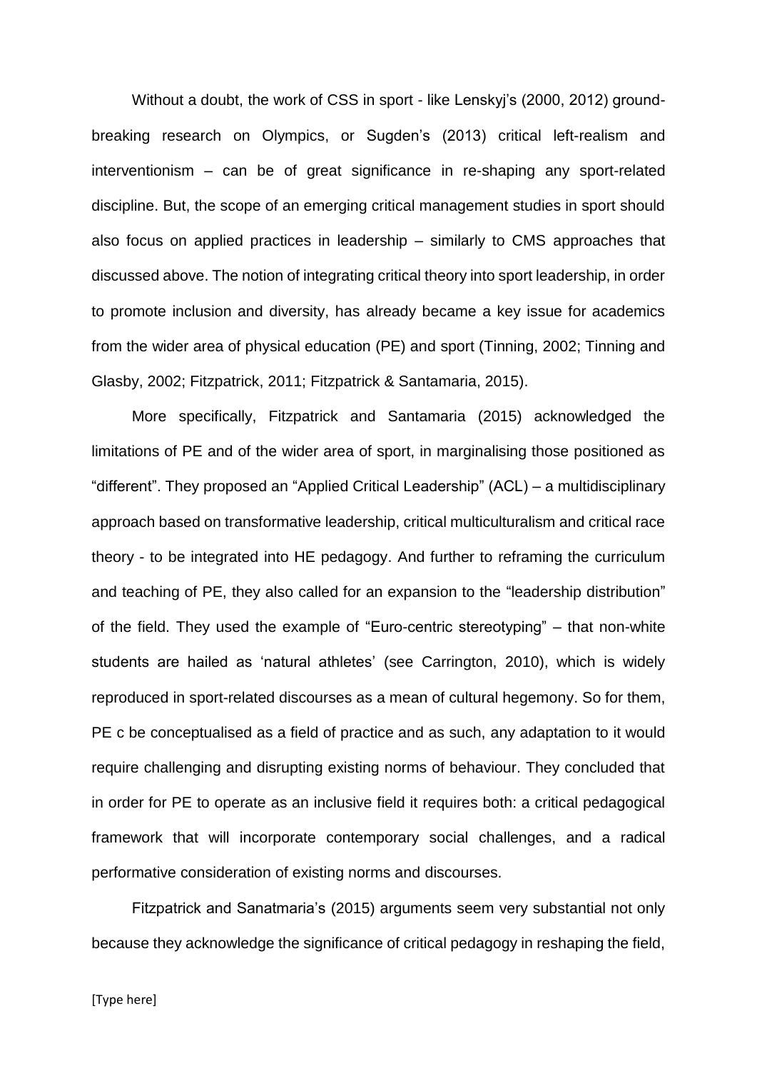Without a doubt, the work of CSS in sport - like Lenskyj's (2000, 2012) ground-breaking research on Olympics, or Sugden's (2013) critical left-realism and interventionism – can be of great significance in re-shaping any sport-related discipline. But, the scope of an emerging critical management studies in sport should also focus on applied practices in leadership – similarly to CMS approaches that discussed above. The notion of integrating critical theory into sport leadership, in order to promote inclusion and diversity, has already became a key issue for academics from the wider area of physical education (PE) and sport (Tinning, 2002; Tinning and Glasby, 2002; Fitzpatrick, 2011; Fitzpatrick & Santamaria, 2015).

More specifically, Fitzpatrick and Santamaria (2015) acknowledged the limitations of PE and of the wider area of sport, in marginalising those positioned as "different". They proposed an "Applied Critical Leadership" (ACL) – a multidisciplinary approach based on transformative leadership, critical multiculturalism and critical race theory - to be integrated into HE pedagogy. And further to reframing the curriculum and teaching of PE, they also called for an expansion to the "leadership distribution" of the field. They used the example of "Euro-centric stereotyping" – that non-white students are hailed as 'natural athletes' (see Carrington, 2010), which is widely reproduced in sport-related discourses as a mean of cultural hegemony. So for them, PE c be conceptualised as a field of practice and as such, any adaptation to it would require challenging and disrupting existing norms of behaviour. They concluded that in order for PE to operate as an inclusive field it requires both: a critical pedagogical framework that will incorporate contemporary social challenges, and a radical performative consideration of existing norms and discourses.

Fitzpatrick and Sanatmaria's (2015) arguments seem very substantial not only because they acknowledge the significance of critical pedagogy in reshaping the field,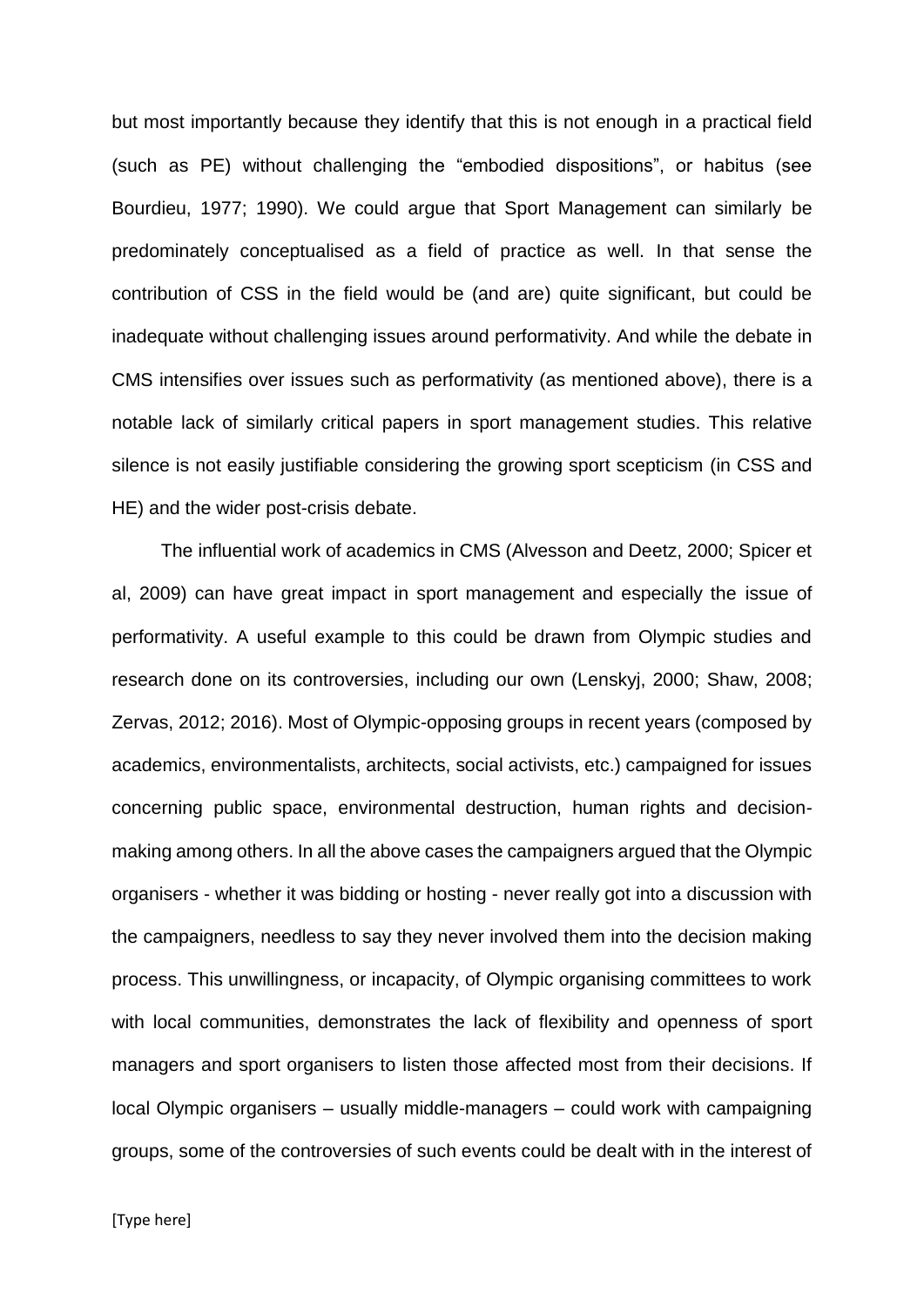but most importantly because they identify that this is not enough in a practical field (such as PE) without challenging the “embodied dispositions”, or habitus (see Bourdieu, 1977; 1990). We could argue that Sport Management can similarly be predominately conceptualised as a field of practice as well. In that sense the contribution of CSS in the field would be (and are) quite significant, but could be inadequate without challenging issues around performativity. And while the debate in CMS intensifies over issues such as performativity (as mentioned above), there is a notable lack of similarly critical papers in sport management studies. This relative silence is not easily justifiable considering the growing sport scepticism (in CSS and HE) and the wider post-crisis debate.

The influential work of academics in CMS (Alvesson and Deetz, 2000; Spicer et al, 2009) can have great impact in sport management and especially the issue of performativity. A useful example to this could be drawn from Olympic studies and research done on its controversies, including our own (Lenskyj, 2000; Shaw, 2008; Zervas, 2012; 2016). Most of Olympic-opposing groups in recent years (composed by academics, environmentalists, architects, social activists, etc.) campaigned for issues concerning public space, environmental destruction, human rights and decision-making among others. In all the above cases the campaigners argued that the Olympic organisers - whether it was bidding or hosting - never really got into a discussion with the campaigners, needless to say they never involved them into the decision making process. This unwillingness, or incapacity, of Olympic organising committees to work with local communities, demonstrates the lack of flexibility and openness of sport managers and sport organisers to listen those affected most from their decisions. If local Olympic organisers – usually middle-managers – could work with campaigning groups, some of the controversies of such events could be dealt with in the interest of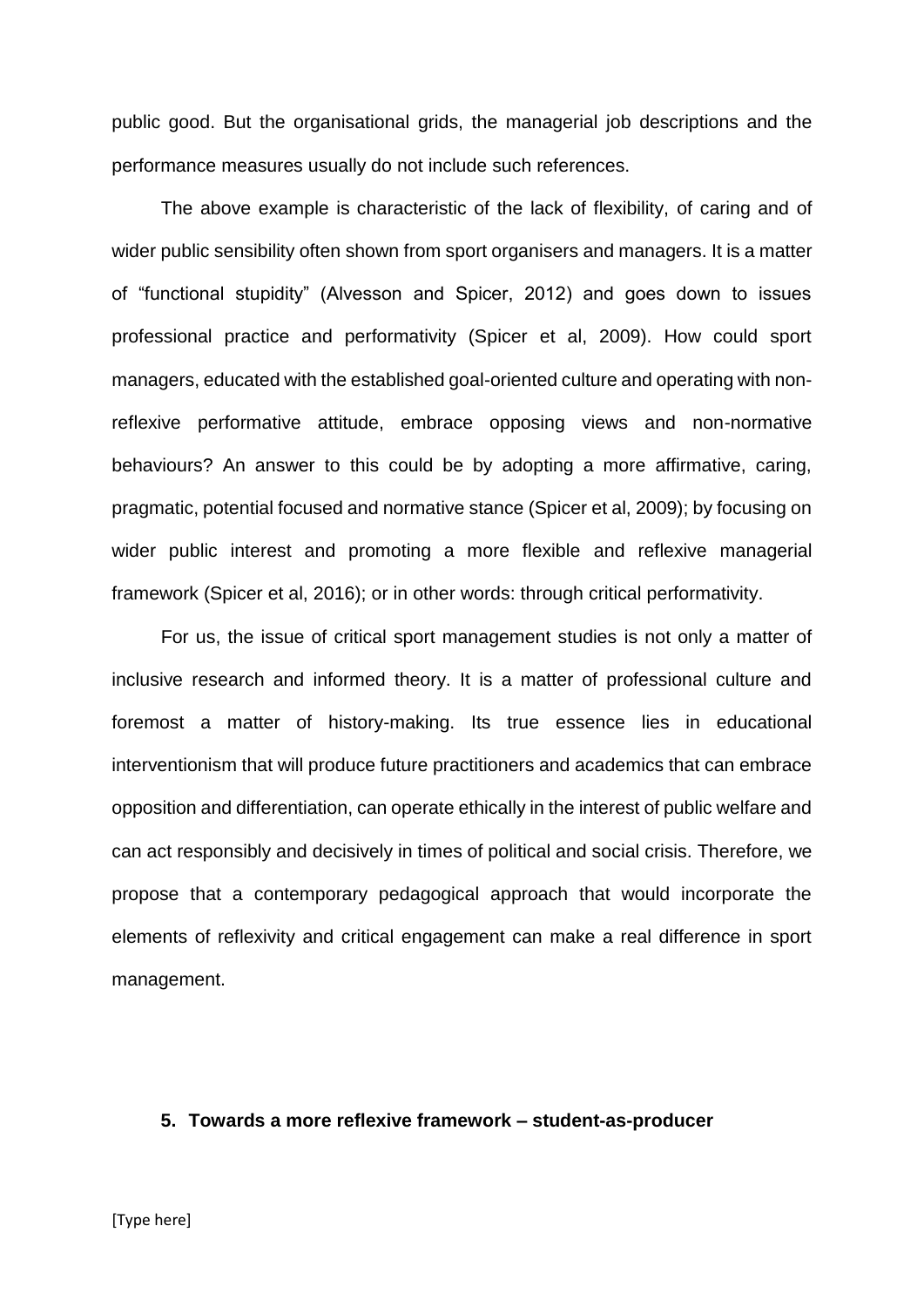public good. But the organisational grids, the managerial job descriptions and the performance measures usually do not include such references.

The above example is characteristic of the lack of flexibility, of caring and of wider public sensibility often shown from sport organisers and managers. It is a matter of "functional stupidity" (Alvesson and Spicer, 2012) and goes down to issues professional practice and performativity (Spicer et al, 2009). How could sport managers, educated with the established goal-oriented culture and operating with non-reflexive performative attitude, embrace opposing views and non-normative behaviours? An answer to this could be by adopting a more affirmative, caring, pragmatic, potential focused and normative stance (Spicer et al, 2009); by focusing on wider public interest and promoting a more flexible and reflexive managerial framework (Spicer et al, 2016); or in other words: through critical performativity.

For us, the issue of critical sport management studies is not only a matter of inclusive research and informed theory. It is a matter of professional culture and foremost a matter of history-making. Its true essence lies in educational interventionism that will produce future practitioners and academics that can embrace opposition and differentiation, can operate ethically in the interest of public welfare and can act responsibly and decisively in times of political and social crisis. Therefore, we propose that a contemporary pedagogical approach that would incorporate the elements of reflexivity and critical engagement can make a real difference in sport management.

## 5. Towards a more reflexive framework – student-as-producer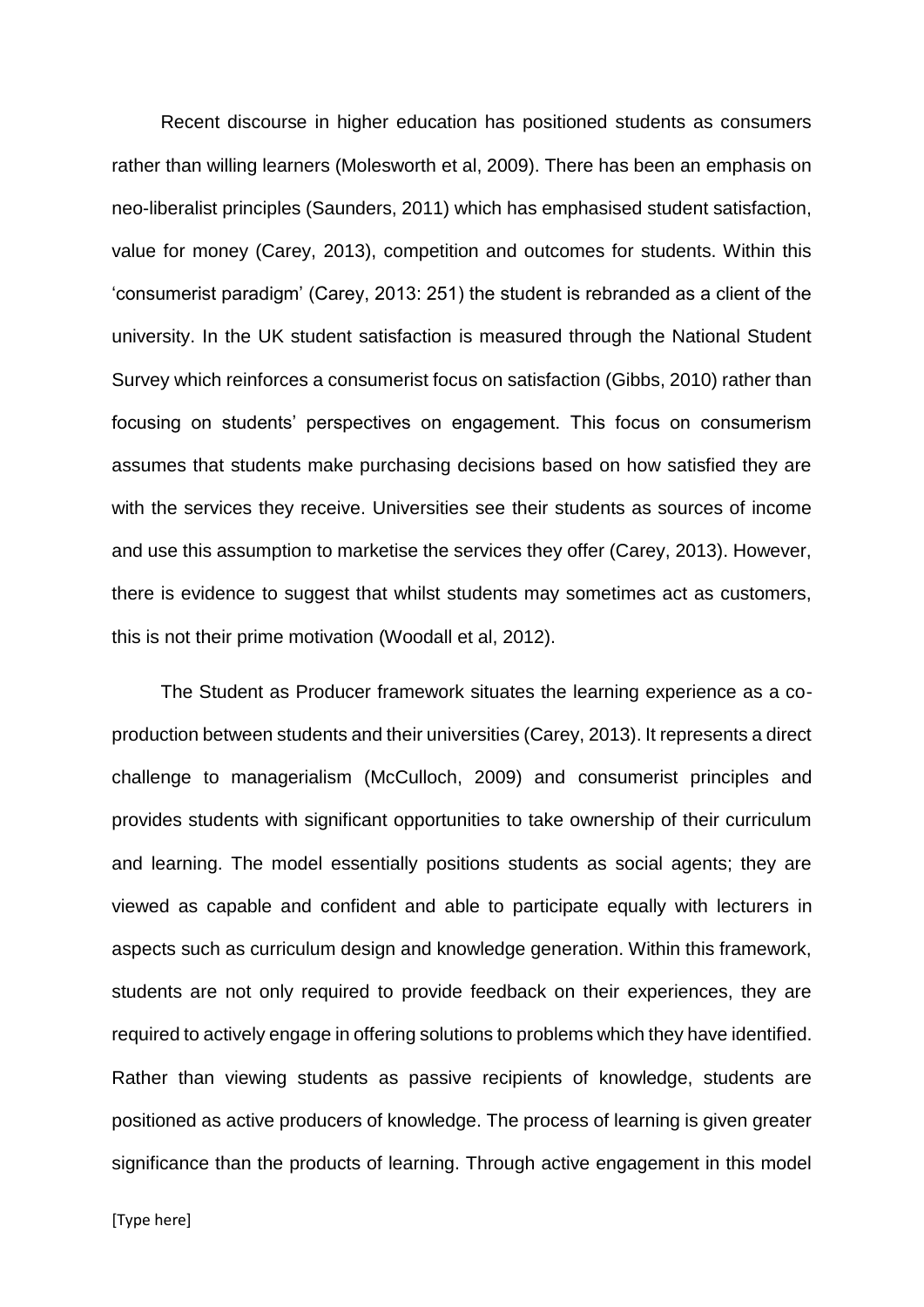Recent discourse in higher education has positioned students as consumers rather than willing learners (Molesworth et al, 2009). There has been an emphasis on neo-liberalist principles (Saunders, 2011) which has emphasised student satisfaction, value for money (Carey, 2013), competition and outcomes for students. Within this 'consumerist paradigm' (Carey, 2013: 251) the student is rebranded as a client of the university. In the UK student satisfaction is measured through the National Student Survey which reinforces a consumerist focus on satisfaction (Gibbs, 2010) rather than focusing on students' perspectives on engagement. This focus on consumerism assumes that students make purchasing decisions based on how satisfied they are with the services they receive. Universities see their students as sources of income and use this assumption to marketise the services they offer (Carey, 2013). However, there is evidence to suggest that whilst students may sometimes act as customers, this is not their prime motivation (Woodall et al, 2012).

The Student as Producer framework situates the learning experience as a co-production between students and their universities (Carey, 2013). It represents a direct challenge to managerialism (McCulloch, 2009) and consumerist principles and provides students with significant opportunities to take ownership of their curriculum and learning. The model essentially positions students as social agents; they are viewed as capable and confident and able to participate equally with lecturers in aspects such as curriculum design and knowledge generation. Within this framework, students are not only required to provide feedback on their experiences, they are required to actively engage in offering solutions to problems which they have identified. Rather than viewing students as passive recipients of knowledge, students are positioned as active producers of knowledge. The process of learning is given greater significance than the products of learning. Through active engagement in this model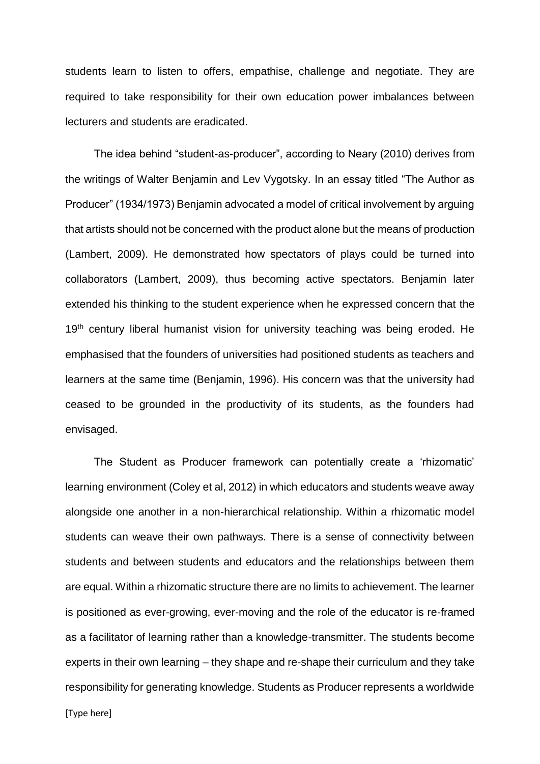students learn to listen to offers, empathise, challenge and negotiate. They are required to take responsibility for their own education power imbalances between lecturers and students are eradicated.

The idea behind "student-as-producer", according to Neary (2010) derives from the writings of Walter Benjamin and Lev Vygotsky. In an essay titled "The Author as Producer" (1934/1973) Benjamin advocated a model of critical involvement by arguing that artists should not be concerned with the product alone but the means of production (Lambert, 2009). He demonstrated how spectators of plays could be turned into collaborators (Lambert, 2009), thus becoming active spectators. Benjamin later extended his thinking to the student experience when he expressed concern that the 19th century liberal humanist vision for university teaching was being eroded. He emphasised that the founders of universities had positioned students as teachers and learners at the same time (Benjamin, 1996). His concern was that the university had ceased to be grounded in the productivity of its students, as the founders had envisaged.

The Student as Producer framework can potentially create a 'rhizomatic' learning environment (Coley et al, 2012) in which educators and students weave away alongside one another in a non-hierarchical relationship. Within a rhizomatic model students can weave their own pathways. There is a sense of connectivity between students and between students and educators and the relationships between them are equal. Within a rhizomatic structure there are no limits to achievement. The learner is positioned as ever-growing, ever-moving and the role of the educator is re-framed as a facilitator of learning rather than a knowledge-transmitter. The students become experts in their own learning – they shape and re-shape their curriculum and they take responsibility for generating knowledge. Students as Producer represents a worldwide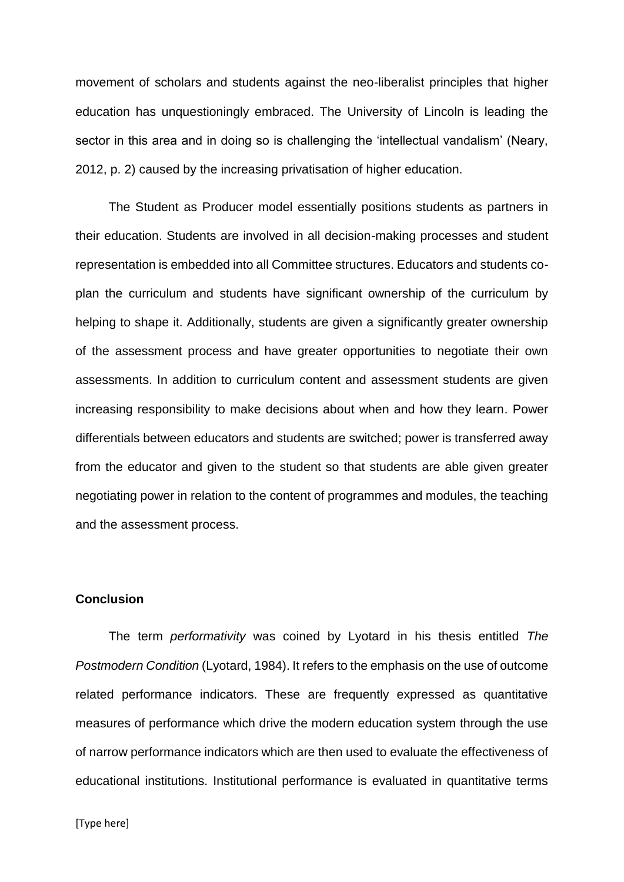movement of scholars and students against the neo-liberalist principles that higher education has unquestioningly embraced. The University of Lincoln is leading the sector in this area and in doing so is challenging the 'intellectual vandalism' (Neary, 2012, p. 2) caused by the increasing privatisation of higher education.

The Student as Producer model essentially positions students as partners in their education. Students are involved in all decision-making processes and student representation is embedded into all Committee structures. Educators and students co-plan the curriculum and students have significant ownership of the curriculum by helping to shape it. Additionally, students are given a significantly greater ownership of the assessment process and have greater opportunities to negotiate their own assessments. In addition to curriculum content and assessment students are given increasing responsibility to make decisions about when and how they learn. Power differentials between educators and students are switched; power is transferred away from the educator and given to the student so that students are able given greater negotiating power in relation to the content of programmes and modules, the teaching and the assessment process.

## Conclusion

The term *performativity* was coined by Lyotard in his thesis entitled *The Postmodern Condition* (Lyotard, 1984). It refers to the emphasis on the use of outcome related performance indicators. These are frequently expressed as quantitative measures of performance which drive the modern education system through the use of narrow performance indicators which are then used to evaluate the effectiveness of educational institutions. Institutional performance is evaluated in quantitative terms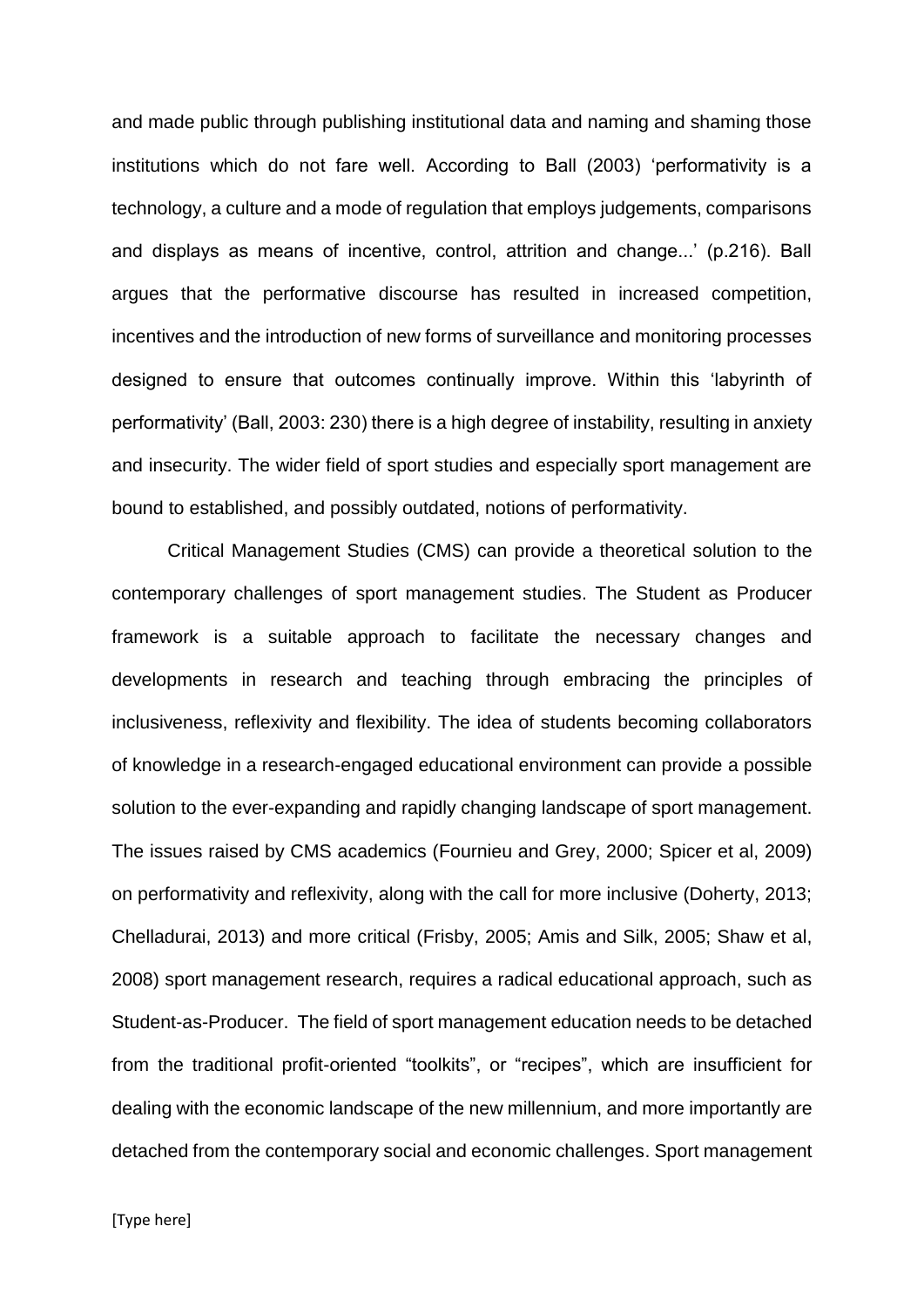and made public through publishing institutional data and naming and shaming those institutions which do not fare well. According to Ball (2003) 'performativity is a technology, a culture and a mode of regulation that employs judgements, comparisons and displays as means of incentive, control, attrition and change...' (p.216). Ball argues that the performative discourse has resulted in increased competition, incentives and the introduction of new forms of surveillance and monitoring processes designed to ensure that outcomes continually improve. Within this 'labyrinth of performativity' (Ball, 2003: 230) there is a high degree of instability, resulting in anxiety and insecurity. The wider field of sport studies and especially sport management are bound to established, and possibly outdated, notions of performativity.

Critical Management Studies (CMS) can provide a theoretical solution to the contemporary challenges of sport management studies. The Student as Producer framework is a suitable approach to facilitate the necessary changes and developments in research and teaching through embracing the principles of inclusiveness, reflexivity and flexibility. The idea of students becoming collaborators of knowledge in a research-engaged educational environment can provide a possible solution to the ever-expanding and rapidly changing landscape of sport management. The issues raised by CMS academics (Fournieu and Grey, 2000; Spicer et al, 2009) on performativity and reflexivity, along with the call for more inclusive (Doherty, 2013; Chelladurai, 2013) and more critical (Frisby, 2005; Amis and Silk, 2005; Shaw et al, 2008) sport management research, requires a radical educational approach, such as Student-as-Producer. The field of sport management education needs to be detached from the traditional profit-oriented "toolkits", or "recipes", which are insufficient for dealing with the economic landscape of the new millennium, and more importantly are detached from the contemporary social and economic challenges. Sport management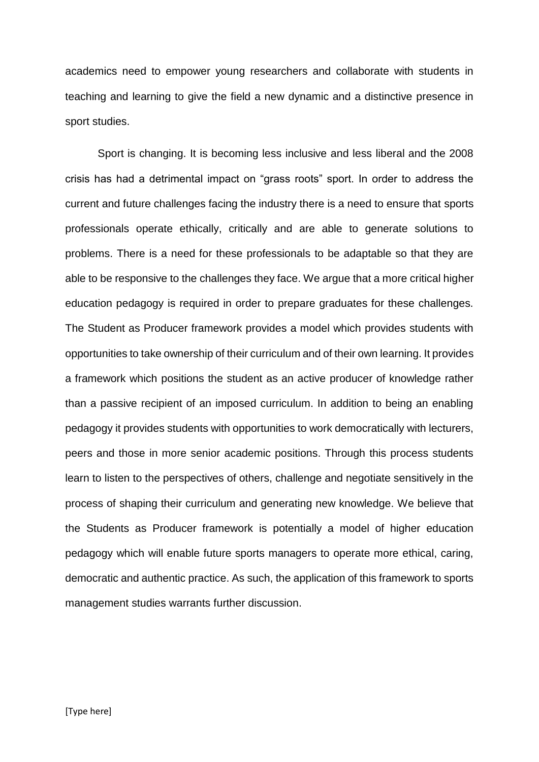academics need to empower young researchers and collaborate with students in teaching and learning to give the field a new dynamic and a distinctive presence in sport studies.

Sport is changing. It is becoming less inclusive and less liberal and the 2008 crisis has had a detrimental impact on "grass roots" sport. In order to address the current and future challenges facing the industry there is a need to ensure that sports professionals operate ethically, critically and are able to generate solutions to problems. There is a need for these professionals to be adaptable so that they are able to be responsive to the challenges they face. We argue that a more critical higher education pedagogy is required in order to prepare graduates for these challenges. The Student as Producer framework provides a model which provides students with opportunities to take ownership of their curriculum and of their own learning. It provides a framework which positions the student as an active producer of knowledge rather than a passive recipient of an imposed curriculum. In addition to being an enabling pedagogy it provides students with opportunities to work democratically with lecturers, peers and those in more senior academic positions. Through this process students learn to listen to the perspectives of others, challenge and negotiate sensitively in the process of shaping their curriculum and generating new knowledge. We believe that the Students as Producer framework is potentially a model of higher education pedagogy which will enable future sports managers to operate more ethical, caring, democratic and authentic practice. As such, the application of this framework to sports management studies warrants further discussion.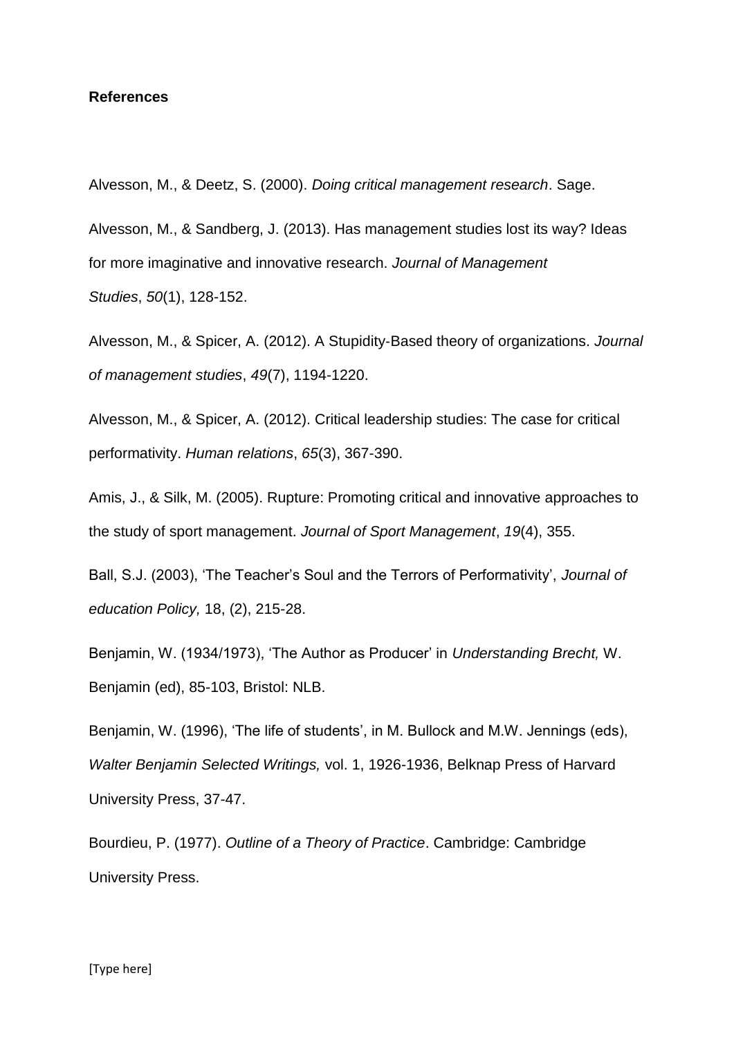**References**

Alvesson, M., & Deetz, S. (2000). *Doing critical management research*. Sage.

Alvesson, M., & Sandberg, J. (2013). Has management studies lost its way? Ideas for more imaginative and innovative research. *Journal of Management Studies*, *50*(1), 128-152.

Alvesson, M., & Spicer, A. (2012). A Stupidity-Based theory of organizations. *Journal of management studies*, *49*(7), 1194-1220.

Alvesson, M., & Spicer, A. (2012). Critical leadership studies: The case for critical performativity. *Human relations*, *65*(3), 367-390.

Amis, J., & Silk, M. (2005). Rupture: Promoting critical and innovative approaches to the study of sport management. *Journal of Sport Management*, *19*(4), 355.

Ball, S.J. (2003), 'The Teacher's Soul and the Terrors of Performativity', *Journal of education Policy,* 18, (2), 215-28.

Benjamin, W. (1934/1973), 'The Author as Producer' in *Understanding Brecht,* W. Benjamin (ed), 85-103, Bristol: NLB.

Benjamin, W. (1996), 'The life of students', in M. Bullock and M.W. Jennings (eds), *Walter Benjamin Selected Writings,* vol. 1, 1926-1936, Belknap Press of Harvard University Press, 37-47.

Bourdieu, P. (1977). *Outline of a Theory of Practice*. Cambridge: Cambridge University Press.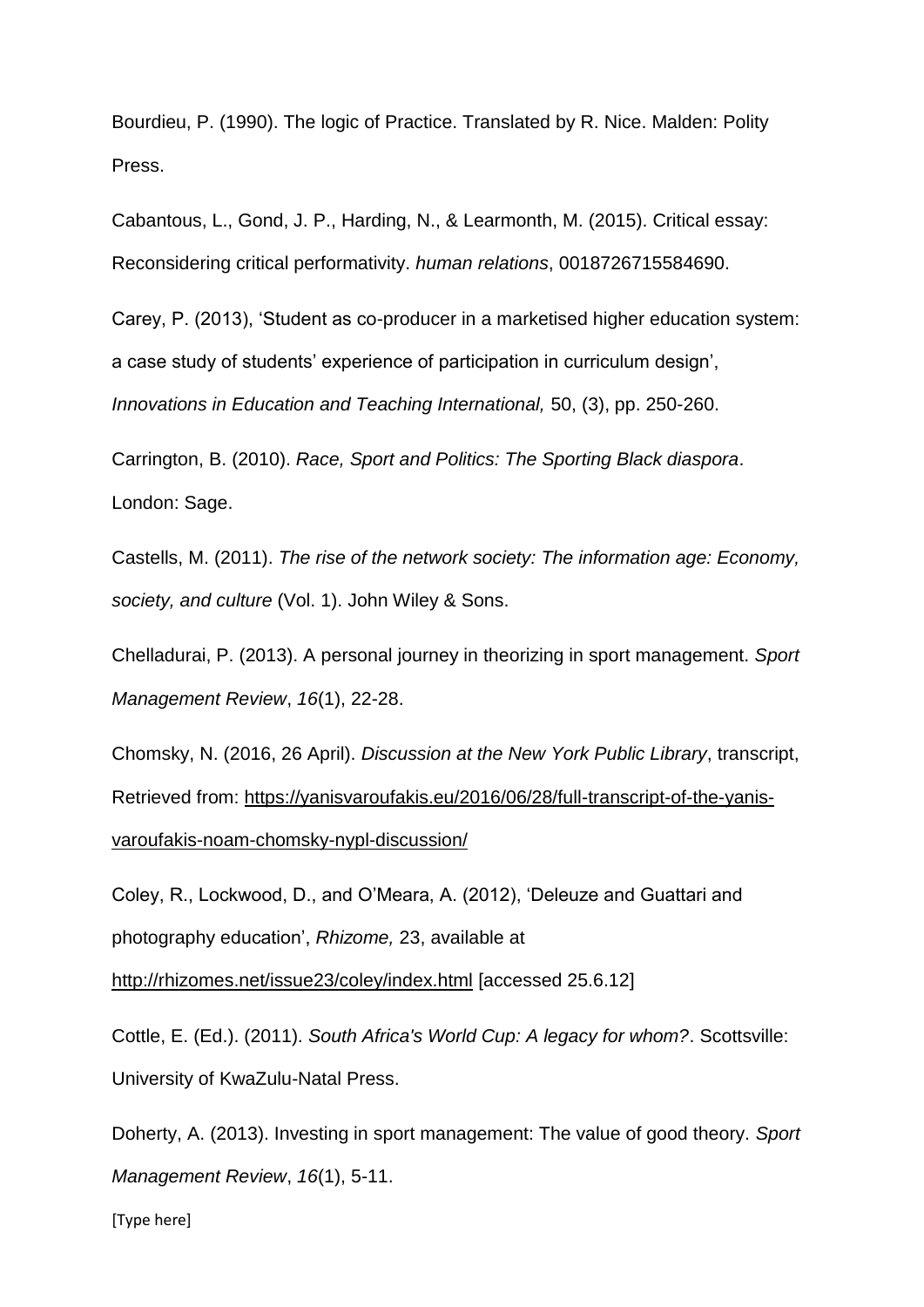Bourdieu, P. (1990). The logic of Practice. Translated by R. Nice. Malden: Polity Press.

Cabantous, L., Gond, J. P., Harding, N., & Learmonth, M. (2015). Critical essay: Reconsidering critical performativity. *human relations*, 0018726715584690.

Carey, P. (2013), 'Student as co-producer in a marketised higher education system: a case study of students' experience of participation in curriculum design', *Innovations in Education and Teaching International,* 50, (3), pp. 250-260.

Carrington, B. (2010). *Race, Sport and Politics: The Sporting Black diaspora*. London: Sage.

Castells, M. (2011). *The rise of the network society: The information age: Economy, society, and culture* (Vol. 1). John Wiley & Sons.

Chelladurai, P. (2013). A personal journey in theorizing in sport management. *Sport Management Review*, *16*(1), 22-28.

Chomsky, N. (2016, 26 April). *Discussion at the New York Public Library*, transcript, Retrieved from: https://yanisvaroufakis.eu/2016/06/28/full-transcript-of-the-yanis-varoufakis-noam-chomsky-nypl-discussion/

Coley, R., Lockwood, D., and O'Meara, A. (2012), 'Deleuze and Guattari and photography education', *Rhizome,* 23, available at http://rhizomes.net/issue23/coley/index.html [accessed 25.6.12]

Cottle, E. (Ed.). (2011). *South Africa's World Cup: A legacy for whom?*. Scottsville: University of KwaZulu-Natal Press.

Doherty, A. (2013). Investing in sport management: The value of good theory. *Sport Management Review*, *16*(1), 5-11.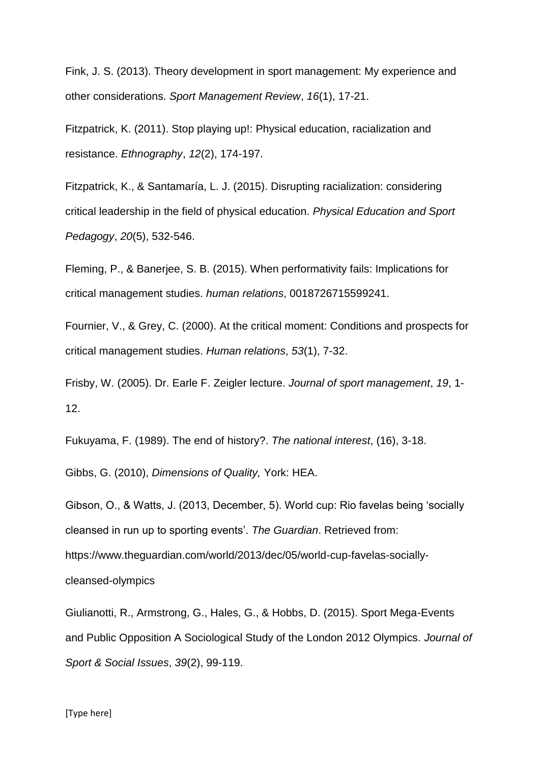Fink, J. S. (2013). Theory development in sport management: My experience and other considerations. *Sport Management Review*, *16*(1), 17-21.

Fitzpatrick, K. (2011). Stop playing up!: Physical education, racialization and resistance. *Ethnography*, *12*(2), 174-197.

Fitzpatrick, K., & Santamaría, L. J. (2015). Disrupting racialization: considering critical leadership in the field of physical education. *Physical Education and Sport Pedagogy*, *20*(5), 532-546.

Fleming, P., & Banerjee, S. B. (2015). When performativity fails: Implications for critical management studies. *human relations*, 0018726715599241.

Fournier, V., & Grey, C. (2000). At the critical moment: Conditions and prospects for critical management studies. *Human relations*, *53*(1), 7-32.

Frisby, W. (2005). Dr. Earle F. Zeigler lecture. *Journal of sport management*, *19*, 1-12.

Fukuyama, F. (1989). The end of history?. *The national interest*, (16), 3-18.

Gibbs, G. (2010), *Dimensions of Quality,* York: HEA.

Gibson, O., & Watts, J. (2013, December, 5). World cup: Rio favelas being 'socially cleansed in run up to sporting events'. *The Guardian*. Retrieved from: https://www.theguardian.com/world/2013/dec/05/world-cup-favelas-socially-cleansed-olympics

Giulianotti, R., Armstrong, G., Hales, G., & Hobbs, D. (2015). Sport Mega-Events and Public Opposition A Sociological Study of the London 2012 Olympics. *Journal of Sport & Social Issues*, *39*(2), 99-119.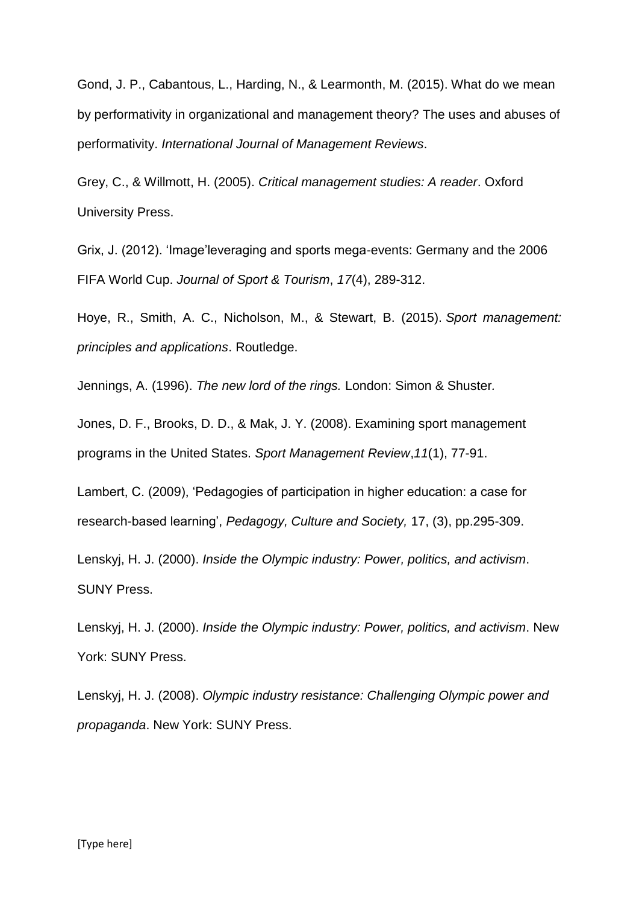Gond, J. P., Cabantous, L., Harding, N., & Learmonth, M. (2015). What do we mean by performativity in organizational and management theory? The uses and abuses of performativity. *International Journal of Management Reviews*.

Grey, C., & Willmott, H. (2005). *Critical management studies: A reader*. Oxford University Press.

Grix, J. (2012). 'Image'leveraging and sports mega-events: Germany and the 2006 FIFA World Cup. *Journal of Sport & Tourism*, *17*(4), 289-312.

Hoye, R., Smith, A. C., Nicholson, M., & Stewart, B. (2015). *Sport management: principles and applications*. Routledge.

Jennings, A. (1996). *The new lord of the rings.* London: Simon & Shuster.

Jones, D. F., Brooks, D. D., & Mak, J. Y. (2008). Examining sport management programs in the United States. *Sport Management Review*,*11*(1), 77-91.

Lambert, C. (2009), 'Pedagogies of participation in higher education: a case for research-based learning', *Pedagogy, Culture and Society,* 17, (3), pp.295-309.

Lenskyj, H. J. (2000). *Inside the Olympic industry: Power, politics, and activism*. SUNY Press.

Lenskyj, H. J. (2000). *Inside the Olympic industry: Power, politics, and activism*. New York: SUNY Press.

Lenskyj, H. J. (2008). *Olympic industry resistance: Challenging Olympic power and propaganda*. New York: SUNY Press.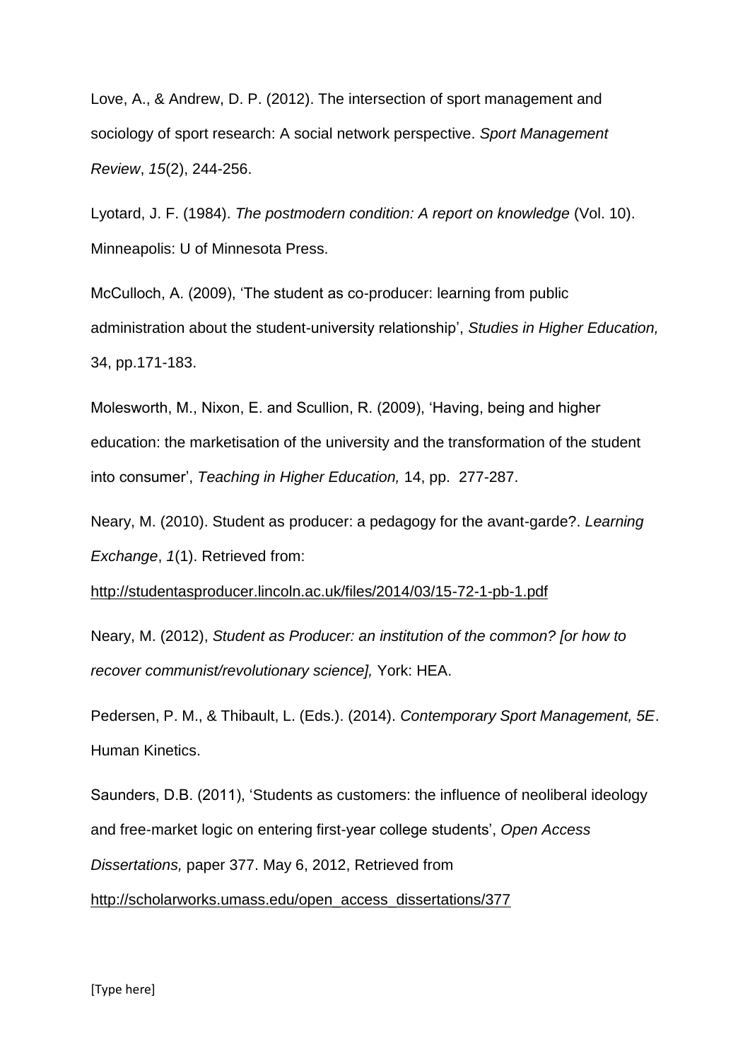Love, A., & Andrew, D. P. (2012). The intersection of sport management and sociology of sport research: A social network perspective. *Sport Management Review*, *15*(2), 244-256.

Lyotard, J. F. (1984). *The postmodern condition: A report on knowledge* (Vol. 10). Minneapolis: U of Minnesota Press.

McCulloch, A. (2009), 'The student as co-producer: learning from public administration about the student-university relationship', *Studies in Higher Education,* 34, pp.171-183.

Molesworth, M., Nixon, E. and Scullion, R. (2009), 'Having, being and higher education: the marketisation of the university and the transformation of the student into consumer', *Teaching in Higher Education,* 14, pp. 277-287.

Neary, M. (2010). Student as producer: a pedagogy for the avant-garde?. *Learning Exchange*, *1*(1). Retrieved from: http://studentasproducer.lincoln.ac.uk/files/2014/03/15-72-1-pb-1.pdf

Neary, M. (2012), *Student as Producer: an institution of the common? [or how to recover communist/revolutionary science],* York: HEA.

Pedersen, P. M., & Thibault, L. (Eds.). (2014). *Contemporary Sport Management, 5E*. Human Kinetics.

Saunders, D.B. (2011), 'Students as customers: the influence of neoliberal ideology and free-market logic on entering first-year college students', *Open Access Dissertations,* paper 377. May 6, 2012, Retrieved from http://scholarworks.umass.edu/open_access_dissertations/377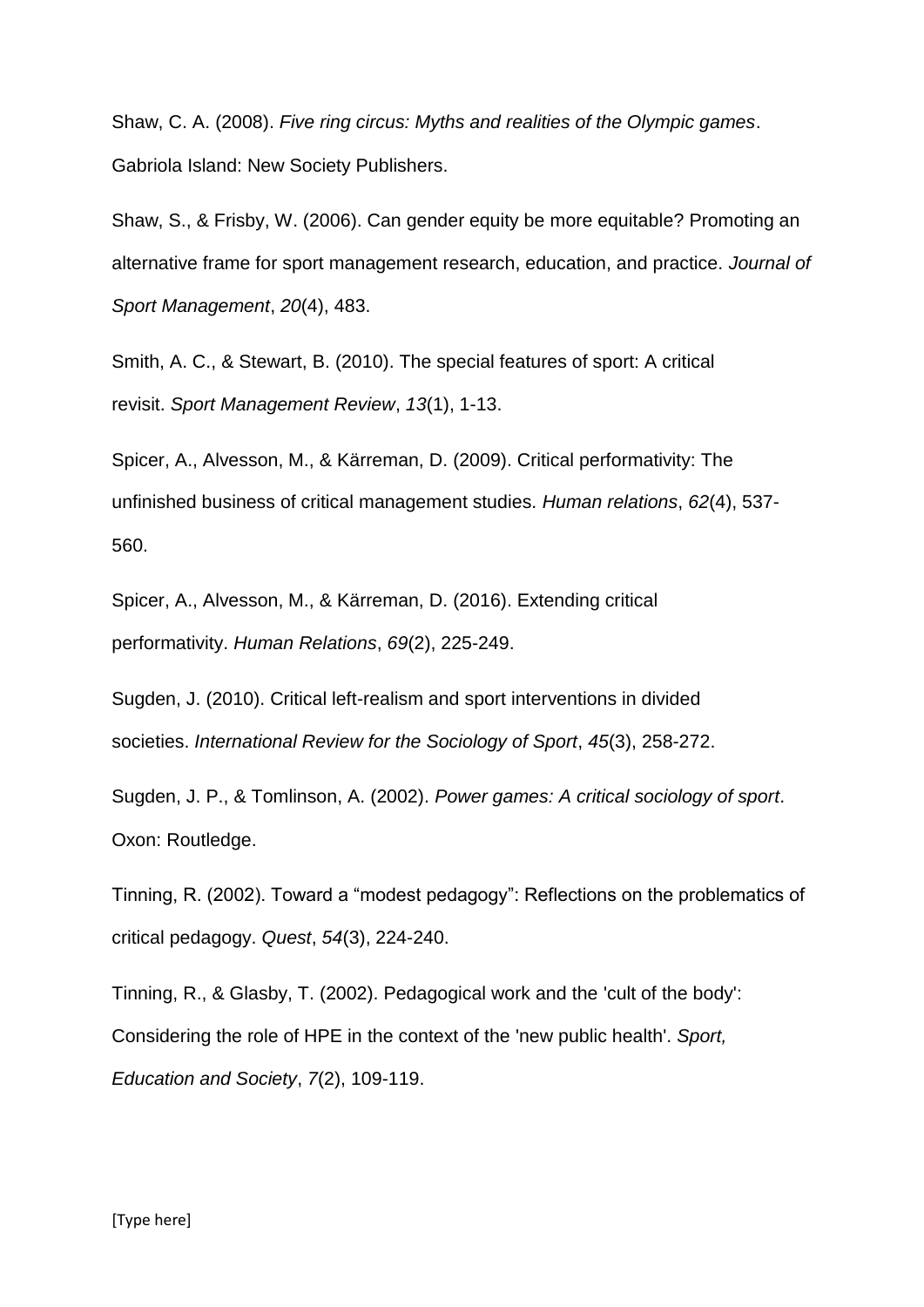Shaw, C. A. (2008). *Five ring circus: Myths and realities of the Olympic games*. Gabriola Island: New Society Publishers.

Shaw, S., & Frisby, W. (2006). Can gender equity be more equitable? Promoting an alternative frame for sport management research, education, and practice. *Journal of Sport Management*, *20*(4), 483.

Smith, A. C., & Stewart, B. (2010). The special features of sport: A critical revisit. *Sport Management Review*, *13*(1), 1-13.

Spicer, A., Alvesson, M., & Kärreman, D. (2009). Critical performativity: The unfinished business of critical management studies. *Human relations*, *62*(4), 537-560.

Spicer, A., Alvesson, M., & Kärreman, D. (2016). Extending critical performativity. *Human Relations*, *69*(2), 225-249.

Sugden, J. (2010). Critical left-realism and sport interventions in divided societies. *International Review for the Sociology of Sport*, *45*(3), 258-272.

Sugden, J. P., & Tomlinson, A. (2002). *Power games: A critical sociology of sport*. Oxon: Routledge.

Tinning, R. (2002). Toward a "modest pedagogy": Reflections on the problematics of critical pedagogy. *Quest*, *54*(3), 224-240.

Tinning, R., & Glasby, T. (2002). Pedagogical work and the 'cult of the body': Considering the role of HPE in the context of the 'new public health'. *Sport, Education and Society*, *7*(2), 109-119.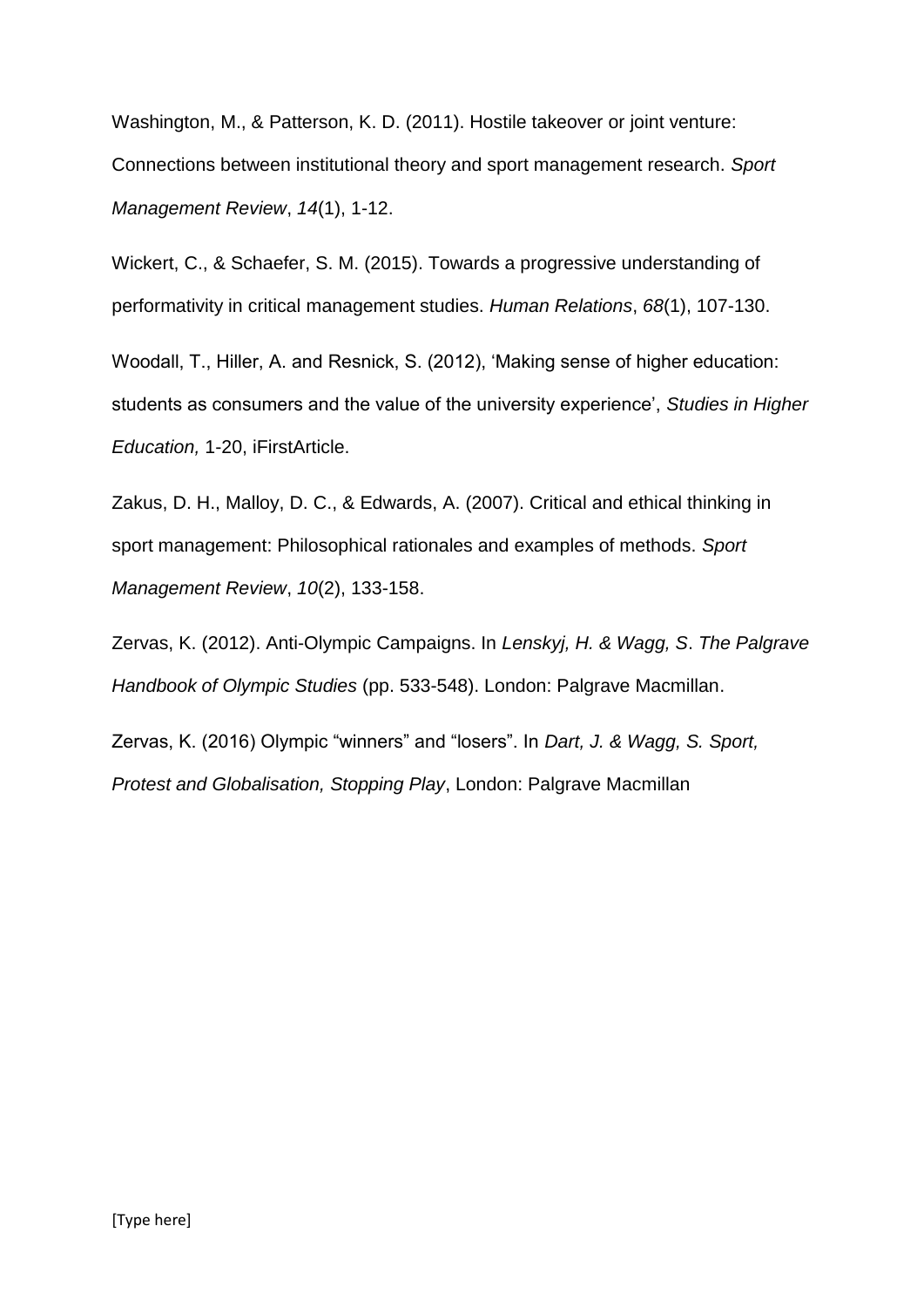Washington, M., & Patterson, K. D. (2011). Hostile takeover or joint venture: Connections between institutional theory and sport management research. *Sport Management Review*, *14*(1), 1-12.

Wickert, C., & Schaefer, S. M. (2015). Towards a progressive understanding of performativity in critical management studies. *Human Relations*, *68*(1), 107-130.

Woodall, T., Hiller, A. and Resnick, S. (2012), 'Making sense of higher education: students as consumers and the value of the university experience', *Studies in Higher Education,* 1-20, iFirstArticle.

Zakus, D. H., Malloy, D. C., & Edwards, A. (2007). Critical and ethical thinking in sport management: Philosophical rationales and examples of methods. *Sport Management Review*, *10*(2), 133-158.

Zervas, K. (2012). Anti-Olympic Campaigns. In *Lenskyj, H. & Wagg, S*. *The Palgrave Handbook of Olympic Studies* (pp. 533-548). London: Palgrave Macmillan.

Zervas, K. (2016) Olympic "winners" and "losers". In *Dart, J. & Wagg, S. Sport, Protest and Globalisation, Stopping Play*, London: Palgrave Macmillan